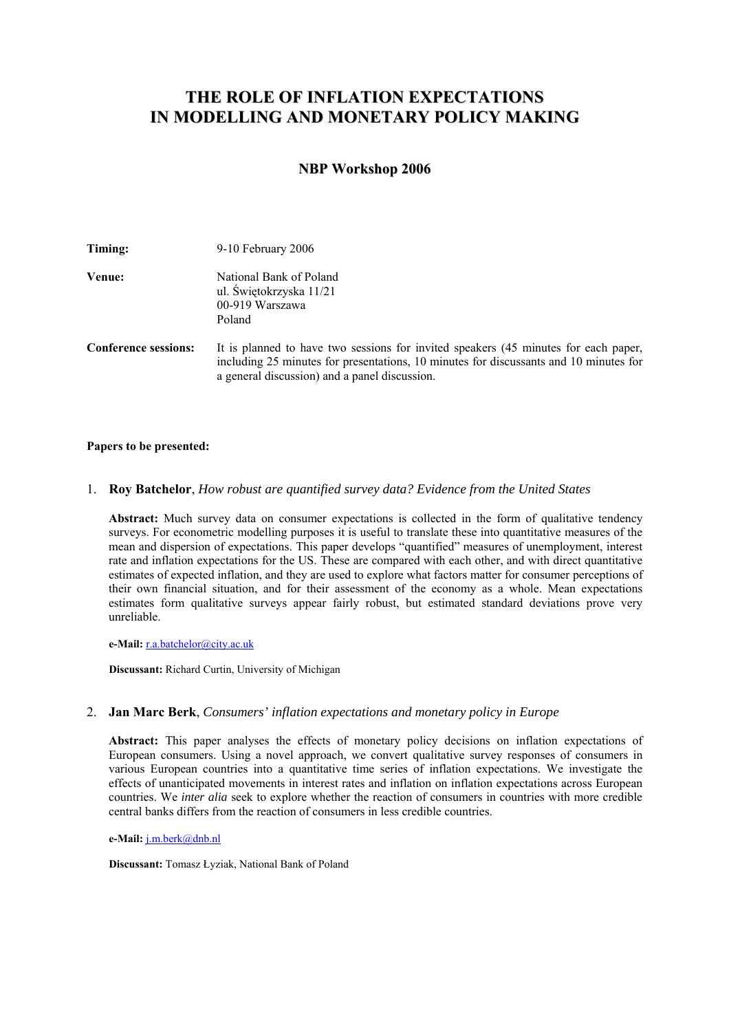# THE ROLE OF INFLATION EXPECTATIONS IN MODELLING AND MONETARY POLICY MAKING

## NBP Workshop 2006

**Timing:** 9-10 February 2006

**Venue:** National Bank of Poland
ul. Świętokrzyska 11/21
00-919 Warszawa
Poland

**Conference sessions:** It is planned to have two sessions for invited speakers (45 minutes for each paper, including 25 minutes for presentations, 10 minutes for discussants and 10 minutes for a general discussion) and a panel discussion.

**Papers to be presented:**

1. **Roy Batchelor**, *How robust are quantified survey data? Evidence from the United States*

   **Abstract:** Much survey data on consumer expectations is collected in the form of qualitative tendency surveys. For econometric modelling purposes it is useful to translate these into quantitative measures of the mean and dispersion of expectations. This paper develops "quantified" measures of unemployment, interest rate and inflation expectations for the US. These are compared with each other, and with direct quantitative estimates of expected inflation, and they are used to explore what factors matter for consumer perceptions of their own financial situation, and for their assessment of the economy as a whole. Mean expectations estimates form qualitative surveys appear fairly robust, but estimated standard deviations prove very unreliable.

   **e-Mail:** r.a.batchelor@city.ac.uk

   **Discussant:** Richard Curtin, University of Michigan

2. **Jan Marc Berk**, *Consumers' inflation expectations and monetary policy in Europe*

   **Abstract:** This paper analyses the effects of monetary policy decisions on inflation expectations of European consumers. Using a novel approach, we convert qualitative survey responses of consumers in various European countries into a quantitative time series of inflation expectations. We investigate the effects of unanticipated movements in interest rates and inflation on inflation expectations across European countries. We *inter alia* seek to explore whether the reaction of consumers in countries with more credible central banks differs from the reaction of consumers in less credible countries.

   **e-Mail:** j.m.berk@dnb.nl

   **Discussant:** Tomasz Łyziak, National Bank of Poland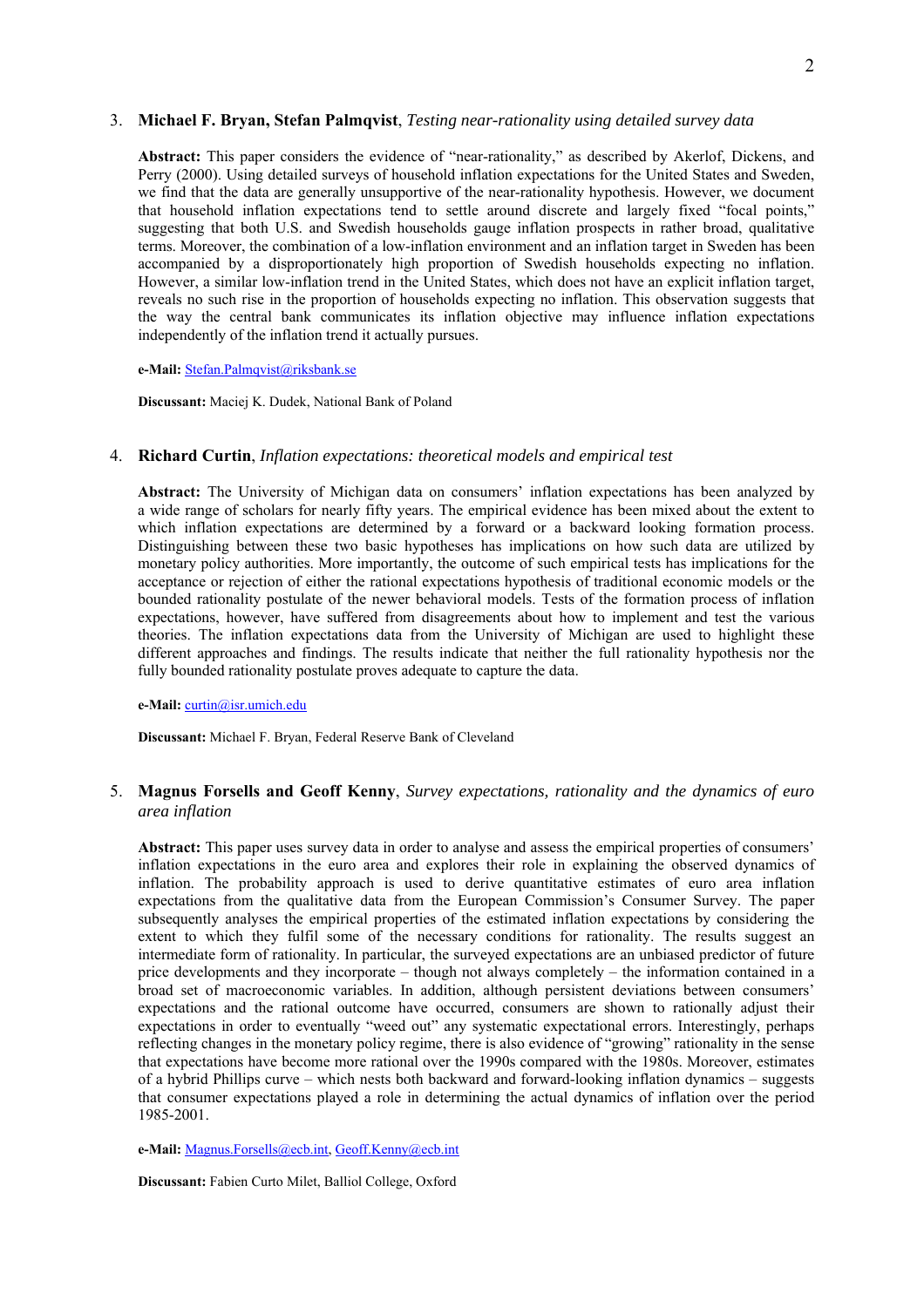3. **Michael F. Bryan, Stefan Palmqvist**, *Testing near-rationality using detailed survey data*

   **Abstract:** This paper considers the evidence of "near-rationality," as described by Akerlof, Dickens, and Perry (2000). Using detailed surveys of household inflation expectations for the United States and Sweden, we find that the data are generally unsupportive of the near-rationality hypothesis. However, we document that household inflation expectations tend to settle around discrete and largely fixed "focal points," suggesting that both U.S. and Swedish households gauge inflation prospects in rather broad, qualitative terms. Moreover, the combination of a low-inflation environment and an inflation target in Sweden has been accompanied by a disproportionately high proportion of Swedish households expecting no inflation. However, a similar low-inflation trend in the United States, which does not have an explicit inflation target, reveals no such rise in the proportion of households expecting no inflation. This observation suggests that the way the central bank communicates its inflation objective may influence inflation expectations independently of the inflation trend it actually pursues.

   **e-Mail:** Stefan.Palmqvist@riksbank.se

   **Discussant:** Maciej K. Dudek, National Bank of Poland

4. **Richard Curtin**, *Inflation expectations: theoretical models and empirical test*

   **Abstract:** The University of Michigan data on consumers' inflation expectations has been analyzed by a wide range of scholars for nearly fifty years. The empirical evidence has been mixed about the extent to which inflation expectations are determined by a forward or a backward looking formation process. Distinguishing between these two basic hypotheses has implications on how such data are utilized by monetary policy authorities. More importantly, the outcome of such empirical tests has implications for the acceptance or rejection of either the rational expectations hypothesis of traditional economic models or the bounded rationality postulate of the newer behavioral models. Tests of the formation process of inflation expectations, however, have suffered from disagreements about how to implement and test the various theories. The inflation expectations data from the University of Michigan are used to highlight these different approaches and findings. The results indicate that neither the full rationality hypothesis nor the fully bounded rationality postulate proves adequate to capture the data.

   **e-Mail:** curtin@isr.umich.edu

   **Discussant:** Michael F. Bryan, Federal Reserve Bank of Cleveland

5. **Magnus Forsells and Geoff Kenny**, *Survey expectations, rationality and the dynamics of euro area inflation*

   **Abstract:** This paper uses survey data in order to analyse and assess the empirical properties of consumers' inflation expectations in the euro area and explores their role in explaining the observed dynamics of inflation. The probability approach is used to derive quantitative estimates of euro area inflation expectations from the qualitative data from the European Commission's Consumer Survey. The paper subsequently analyses the empirical properties of the estimated inflation expectations by considering the extent to which they fulfil some of the necessary conditions for rationality. The results suggest an intermediate form of rationality. In particular, the surveyed expectations are an unbiased predictor of future price developments and they incorporate – though not always completely – the information contained in a broad set of macroeconomic variables. In addition, although persistent deviations between consumers' expectations and the rational outcome have occurred, consumers are shown to rationally adjust their expectations in order to eventually "weed out" any systematic expectational errors. Interestingly, perhaps reflecting changes in the monetary policy regime, there is also evidence of "growing" rationality in the sense that expectations have become more rational over the 1990s compared with the 1980s. Moreover, estimates of a hybrid Phillips curve – which nests both backward and forward-looking inflation dynamics – suggests that consumer expectations played a role in determining the actual dynamics of inflation over the period 1985-2001.

   **e-Mail:** Magnus.Forsells@ecb.int, Geoff.Kenny@ecb.int

   **Discussant:** Fabien Curto Milet, Balliol College, Oxford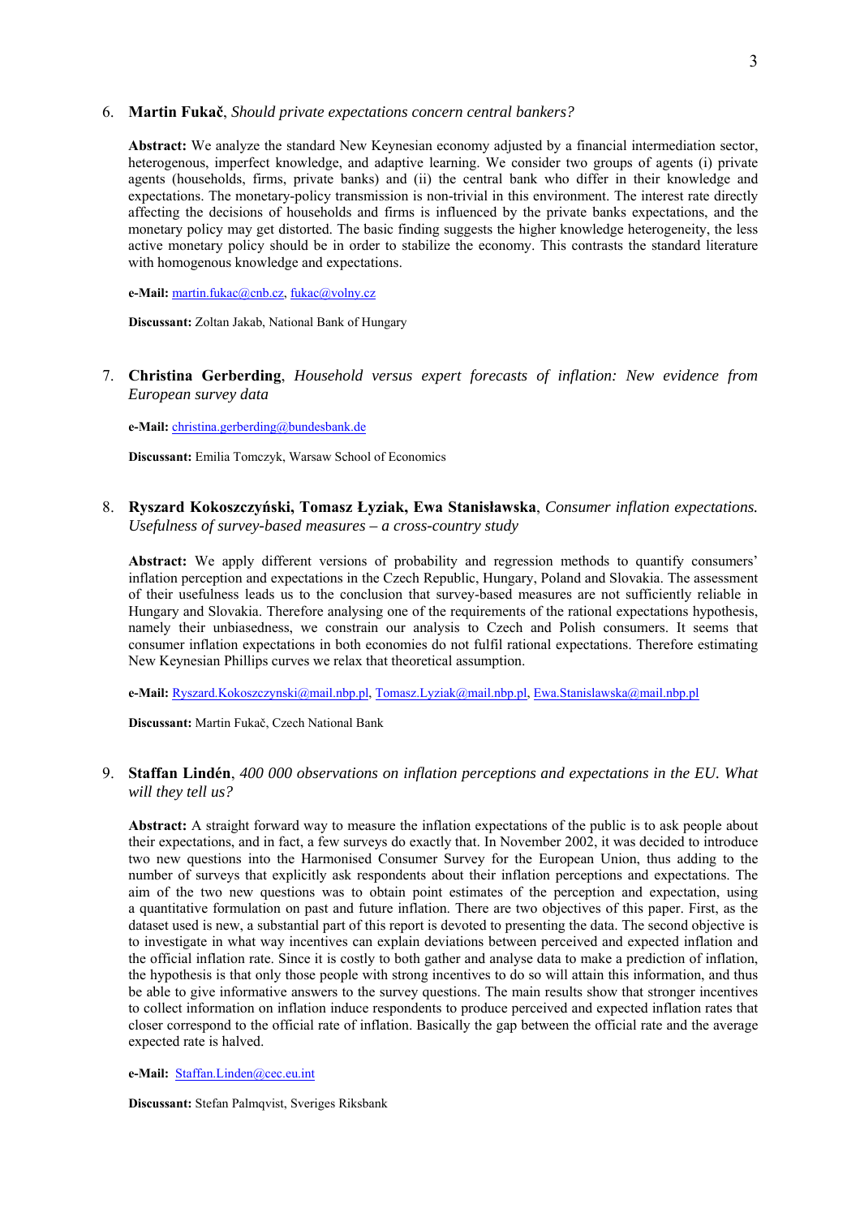6. **Martin Fukač**, *Should private expectations concern central bankers?*

   **Abstract:** We analyze the standard New Keynesian economy adjusted by a financial intermediation sector, heterogenous, imperfect knowledge, and adaptive learning. We consider two groups of agents (i) private agents (households, firms, private banks) and (ii) the central bank who differ in their knowledge and expectations. The monetary-policy transmission is non-trivial in this environment. The interest rate directly affecting the decisions of households and firms is influenced by the private banks expectations, and the monetary policy may get distorted. The basic finding suggests the higher knowledge heterogeneity, the less active monetary policy should be in order to stabilize the economy. This contrasts the standard literature with homogenous knowledge and expectations.

   **e-Mail:** martin.fukac@cnb.cz, fukac@volny.cz

   **Discussant:** Zoltan Jakab, National Bank of Hungary

7. **Christina Gerberding**, *Household versus expert forecasts of inflation: New evidence from European survey data*

   **e-Mail:** christina.gerberding@bundesbank.de

   **Discussant:** Emilia Tomczyk, Warsaw School of Economics

8. **Ryszard Kokoszczyński, Tomasz Łyziak, Ewa Stanisławska**, *Consumer inflation expectations. Usefulness of survey-based measures – a cross-country study*

   **Abstract:** We apply different versions of probability and regression methods to quantify consumers' inflation perception and expectations in the Czech Republic, Hungary, Poland and Slovakia. The assessment of their usefulness leads us to the conclusion that survey-based measures are not sufficiently reliable in Hungary and Slovakia. Therefore analysing one of the requirements of the rational expectations hypothesis, namely their unbiasedness, we constrain our analysis to Czech and Polish consumers. It seems that consumer inflation expectations in both economies do not fulfil rational expectations. Therefore estimating New Keynesian Phillips curves we relax that theoretical assumption.

   **e-Mail:** Ryszard.Kokoszczynski@mail.nbp.pl, Tomasz.Lyziak@mail.nbp.pl, Ewa.Stanislawska@mail.nbp.pl

   **Discussant:** Martin Fukač, Czech National Bank

9. **Staffan Lindén**, *400 000 observations on inflation perceptions and expectations in the EU. What will they tell us?*

   **Abstract:** A straight forward way to measure the inflation expectations of the public is to ask people about their expectations, and in fact, a few surveys do exactly that. In November 2002, it was decided to introduce two new questions into the Harmonised Consumer Survey for the European Union, thus adding to the number of surveys that explicitly ask respondents about their inflation perceptions and expectations. The aim of the two new questions was to obtain point estimates of the perception and expectation, using a quantitative formulation on past and future inflation. There are two objectives of this paper. First, as the dataset used is new, a substantial part of this report is devoted to presenting the data. The second objective is to investigate in what way incentives can explain deviations between perceived and expected inflation and the official inflation rate. Since it is costly to both gather and analyse data to make a prediction of inflation, the hypothesis is that only those people with strong incentives to do so will attain this information, and thus be able to give informative answers to the survey questions. The main results show that stronger incentives to collect information on inflation induce respondents to produce perceived and expected inflation rates that closer correspond to the official rate of inflation. Basically the gap between the official rate and the average expected rate is halved.

   **e-Mail:** Staffan.Linden@cec.eu.int

   **Discussant:** Stefan Palmqvist, Sveriges Riksbank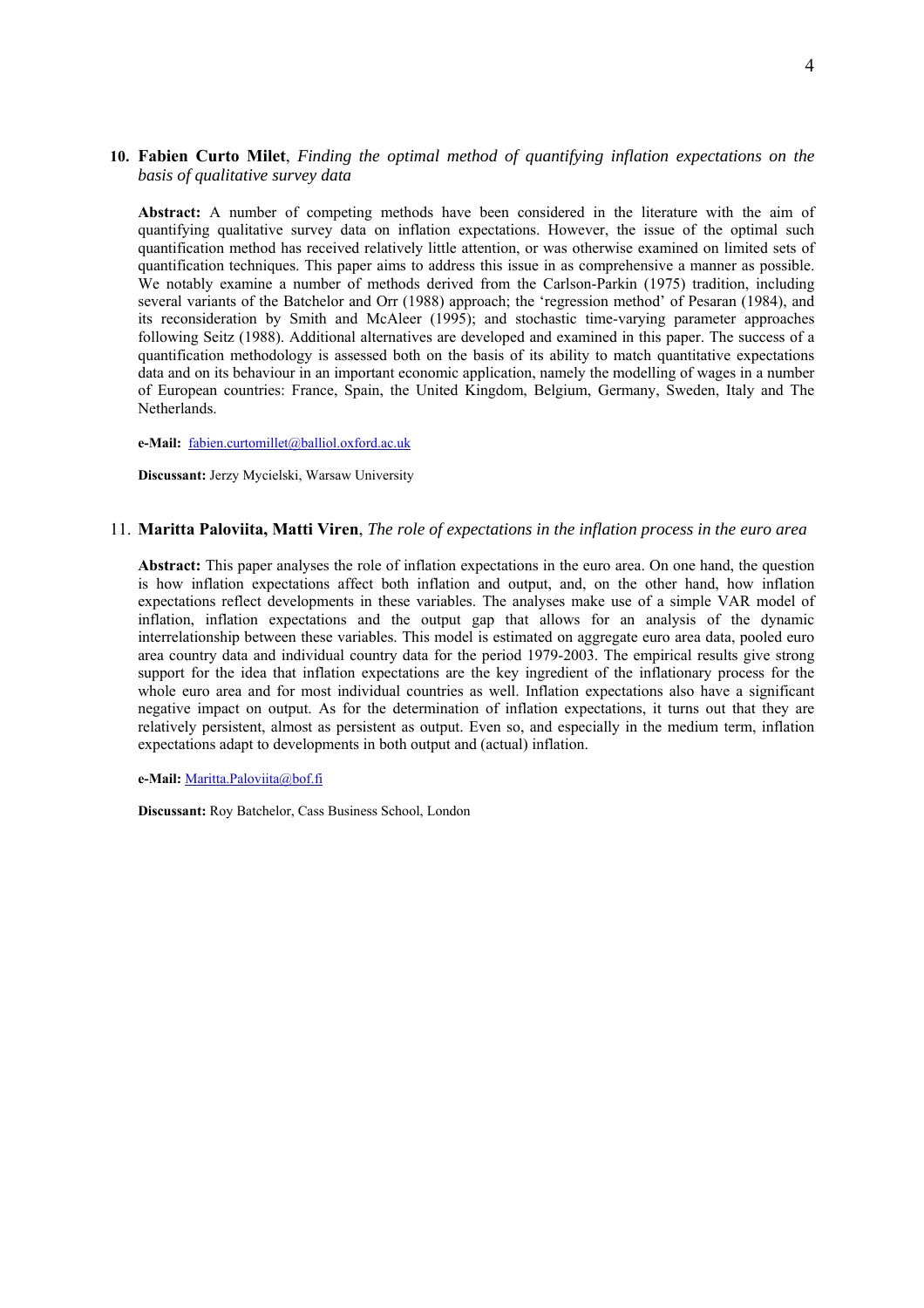**10. Fabien Curto Milet**, *Finding the optimal method of quantifying inflation expectations on the basis of qualitative survey data*

**Abstract:** A number of competing methods have been considered in the literature with the aim of quantifying qualitative survey data on inflation expectations. However, the issue of the optimal such quantification method has received relatively little attention, or was otherwise examined on limited sets of quantification techniques. This paper aims to address this issue in as comprehensive a manner as possible. We notably examine a number of methods derived from the Carlson-Parkin (1975) tradition, including several variants of the Batchelor and Orr (1988) approach; the 'regression method' of Pesaran (1984), and its reconsideration by Smith and McAleer (1995); and stochastic time-varying parameter approaches following Seitz (1988). Additional alternatives are developed and examined in this paper. The success of a quantification methodology is assessed both on the basis of its ability to match quantitative expectations data and on its behaviour in an important economic application, namely the modelling of wages in a number of European countries: France, Spain, the United Kingdom, Belgium, Germany, Sweden, Italy and The Netherlands.

**e-Mail:** fabien.curtomillet@balliol.oxford.ac.uk

**Discussant:** Jerzy Mycielski, Warsaw University

11. **Maritta Paloviita, Matti Viren**, *The role of expectations in the inflation process in the euro area*

**Abstract:** This paper analyses the role of inflation expectations in the euro area. On one hand, the question is how inflation expectations affect both inflation and output, and, on the other hand, how inflation expectations reflect developments in these variables. The analyses make use of a simple VAR model of inflation, inflation expectations and the output gap that allows for an analysis of the dynamic interrelationship between these variables. This model is estimated on aggregate euro area data, pooled euro area country data and individual country data for the period 1979-2003. The empirical results give strong support for the idea that inflation expectations are the key ingredient of the inflationary process for the whole euro area and for most individual countries as well. Inflation expectations also have a significant negative impact on output. As for the determination of inflation expectations, it turns out that they are relatively persistent, almost as persistent as output. Even so, and especially in the medium term, inflation expectations adapt to developments in both output and (actual) inflation.

**e-Mail:** Maritta.Paloviita@bof.fi

**Discussant:** Roy Batchelor, Cass Business School, London